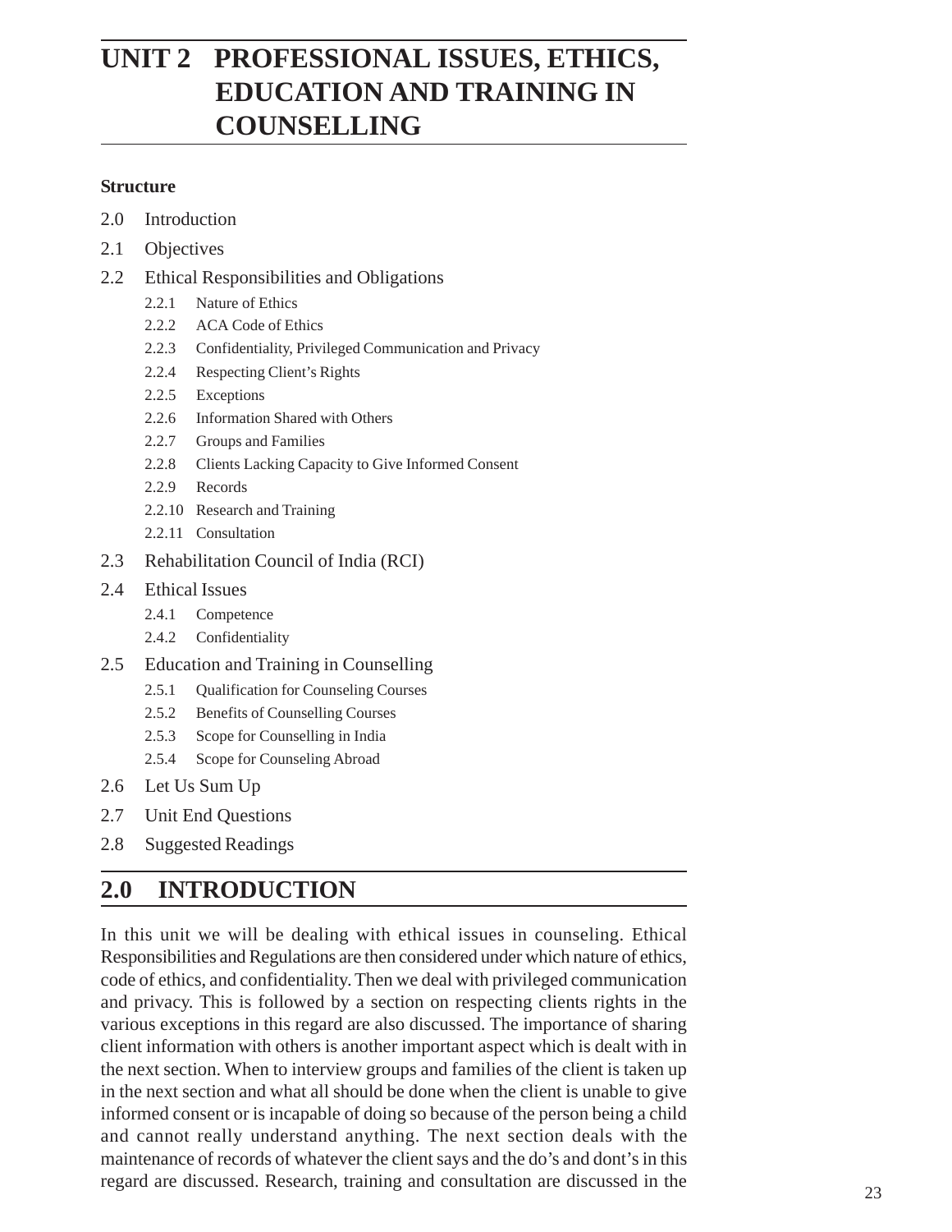# UNIT 2 PROFESSIONAL ISSUES, ETHICS, EDUCATION AND TRAINING IN COUNSELLING

**Structure**

2.0 Introduction

2.1 Objectives

2.2 Ethical Responsibilities and Obligations

- 2.2.1 Nature of Ethics
- 2.2.2 ACA Code of Ethics
- 2.2.3 Confidentiality, Privileged Communication and Privacy
- 2.2.4 Respecting Client's Rights
- 2.2.5 Exceptions
- 2.2.6 Information Shared with Others
- 2.2.7 Groups and Families
- 2.2.8 Clients Lacking Capacity to Give Informed Consent
- 2.2.9 Records
- 2.2.10 Research and Training
- 2.2.11 Consultation

2.3 Rehabilitation Council of India (RCI)

2.4 Ethical Issues

- 2.4.1 Competence
- 2.4.2 Confidentiality

2.5 Education and Training in Counselling

- 2.5.1 Qualification for Counseling Courses
- 2.5.2 Benefits of Counselling Courses
- 2.5.3 Scope for Counselling in India
- 2.5.4 Scope for Counseling Abroad

2.6 Let Us Sum Up

2.7 Unit End Questions

2.8 Suggested Readings

## 2.0 INTRODUCTION

In this unit we will be dealing with ethical issues in counseling. Ethical Responsibilities and Regulations are then considered under which nature of ethics, code of ethics, and confidentiality. Then we deal with privileged communication and privacy. This is followed by a section on respecting clients rights in the various exceptions in this regard are also discussed. The importance of sharing client information with others is another important aspect which is dealt with in the next section. When to interview groups and families of the client is taken up in the next section and what all should be done when the client is unable to give informed consent or is incapable of doing so because of the person being a child and cannot really understand anything. The next section deals with the maintenance of records of whatever the client says and the do's and dont's in this regard are discussed. Research, training and consultation are discussed in the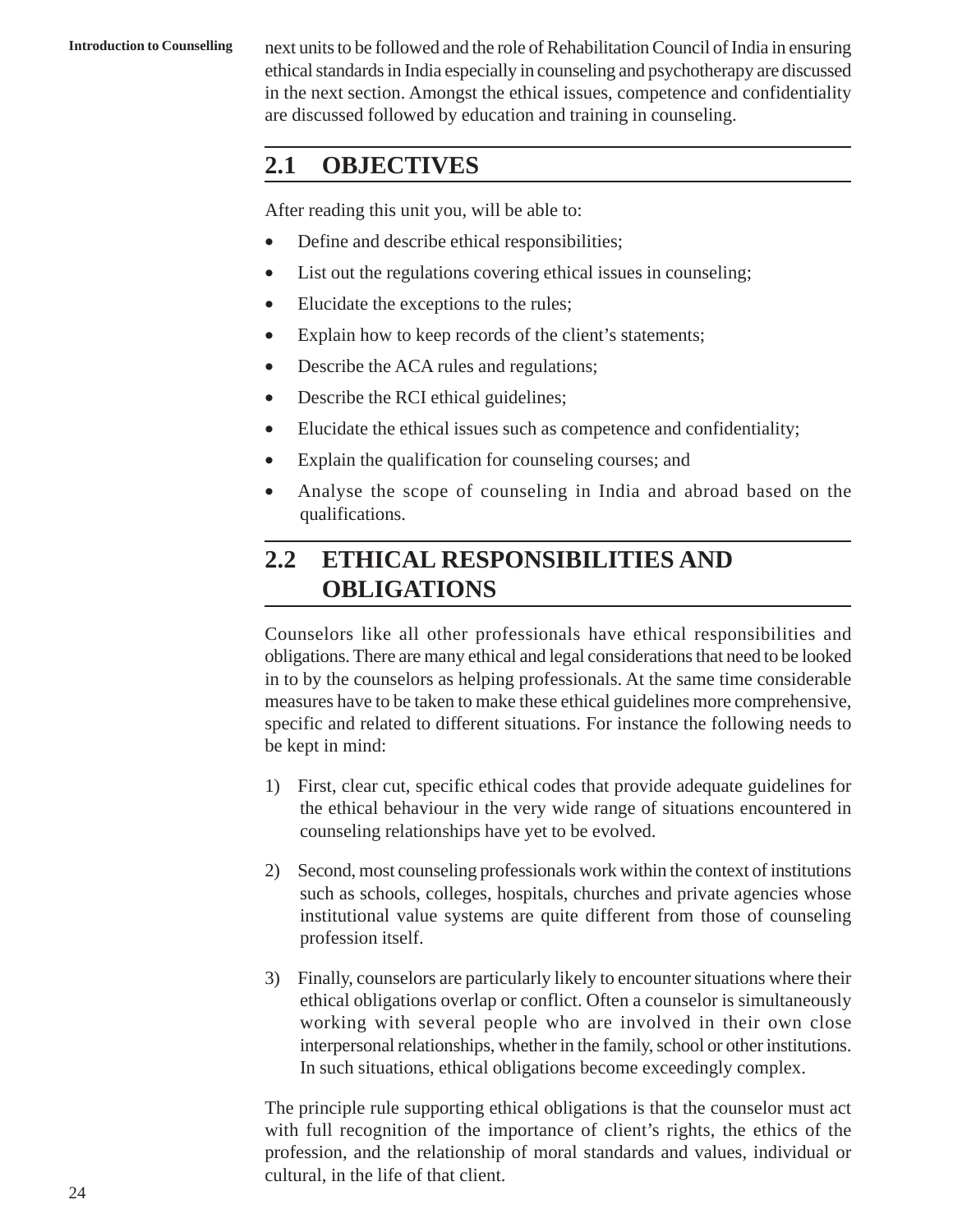next units to be followed and the role of Rehabilitation Council of India in ensuring ethical standards in India especially in counseling and psychotherapy are discussed in the next section. Amongst the ethical issues, competence and confidentiality are discussed followed by education and training in counseling.

## 2.1 OBJECTIVES

After reading this unit you, will be able to:

- Define and describe ethical responsibilities;
- List out the regulations covering ethical issues in counseling;
- Elucidate the exceptions to the rules;
- Explain how to keep records of the client's statements;
- Describe the ACA rules and regulations;
- Describe the RCI ethical guidelines;
- Elucidate the ethical issues such as competence and confidentiality;
- Explain the qualification for counseling courses; and
- Analyse the scope of counseling in India and abroad based on the qualifications.

## 2.2 ETHICAL RESPONSIBILITIES AND OBLIGATIONS

Counselors like all other professionals have ethical responsibilities and obligations. There are many ethical and legal considerations that need to be looked in to by the counselors as helping professionals. At the same time considerable measures have to be taken to make these ethical guidelines more comprehensive, specific and related to different situations. For instance the following needs to be kept in mind:

1) First, clear cut, specific ethical codes that provide adequate guidelines for the ethical behaviour in the very wide range of situations encountered in counseling relationships have yet to be evolved.

2) Second, most counseling professionals work within the context of institutions such as schools, colleges, hospitals, churches and private agencies whose institutional value systems are quite different from those of counseling profession itself.

3) Finally, counselors are particularly likely to encounter situations where their ethical obligations overlap or conflict. Often a counselor is simultaneously working with several people who are involved in their own close interpersonal relationships, whether in the family, school or other institutions. In such situations, ethical obligations become exceedingly complex.

The principle rule supporting ethical obligations is that the counselor must act with full recognition of the importance of client's rights, the ethics of the profession, and the relationship of moral standards and values, individual or cultural, in the life of that client.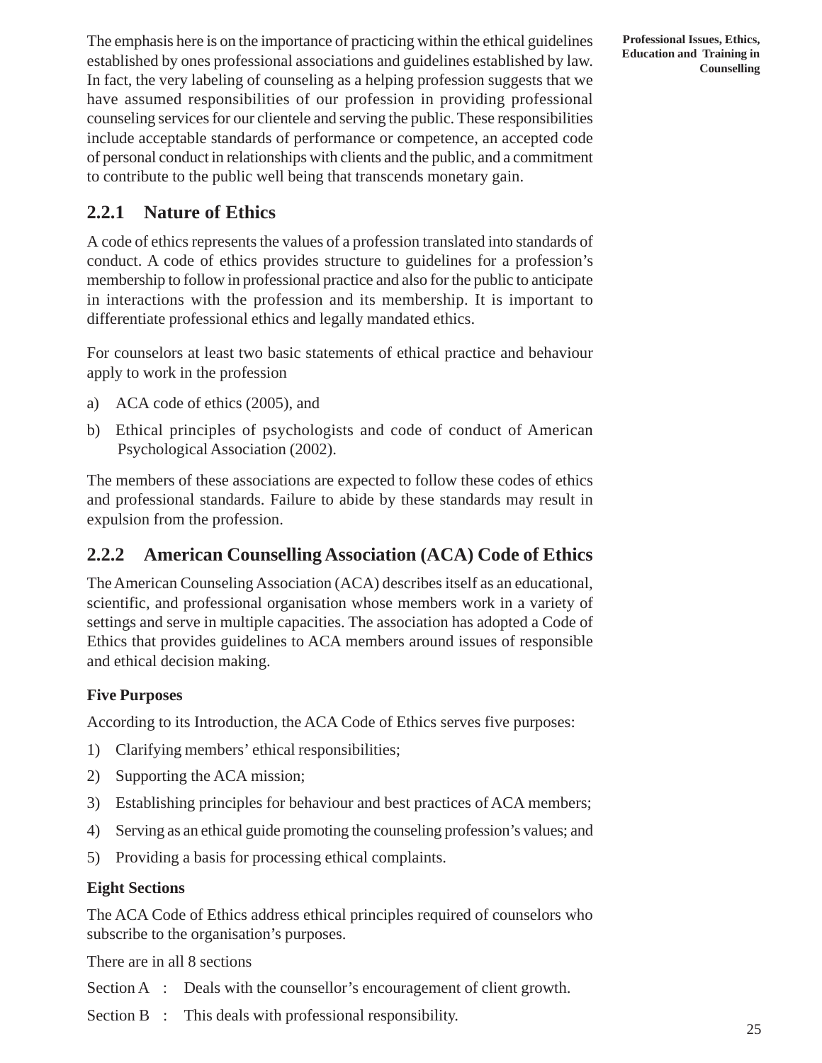The emphasis here is on the importance of practicing within the ethical guidelines established by ones professional associations and guidelines established by law. In fact, the very labeling of counseling as a helping profession suggests that we have assumed responsibilities of our profession in providing professional counseling services for our clientele and serving the public. These responsibilities include acceptable standards of performance or competence, an accepted code of personal conduct in relationships with clients and the public, and a commitment to contribute to the public well being that transcends monetary gain.

### 2.2.1 Nature of Ethics

A code of ethics represents the values of a profession translated into standards of conduct. A code of ethics provides structure to guidelines for a profession's membership to follow in professional practice and also for the public to anticipate in interactions with the profession and its membership. It is important to differentiate professional ethics and legally mandated ethics.

For counselors at least two basic statements of ethical practice and behaviour apply to work in the profession

a) ACA code of ethics (2005), and

b) Ethical principles of psychologists and code of conduct of American Psychological Association (2002).

The members of these associations are expected to follow these codes of ethics and professional standards. Failure to abide by these standards may result in expulsion from the profession.

### 2.2.2 American Counselling Association (ACA) Code of Ethics

The American Counseling Association (ACA) describes itself as an educational, scientific, and professional organisation whose members work in a variety of settings and serve in multiple capacities. The association has adopted a Code of Ethics that provides guidelines to ACA members around issues of responsible and ethical decision making.

**Five Purposes**

According to its Introduction, the ACA Code of Ethics serves five purposes:

1) Clarifying members' ethical responsibilities;
2) Supporting the ACA mission;
3) Establishing principles for behaviour and best practices of ACA members;
4) Serving as an ethical guide promoting the counseling profession's values; and
5) Providing a basis for processing ethical complaints.

**Eight Sections**

The ACA Code of Ethics address ethical principles required of counselors who subscribe to the organisation's purposes.

There are in all 8 sections

Section A : Deals with the counsellor's encouragement of client growth.

Section B : This deals with professional responsibility.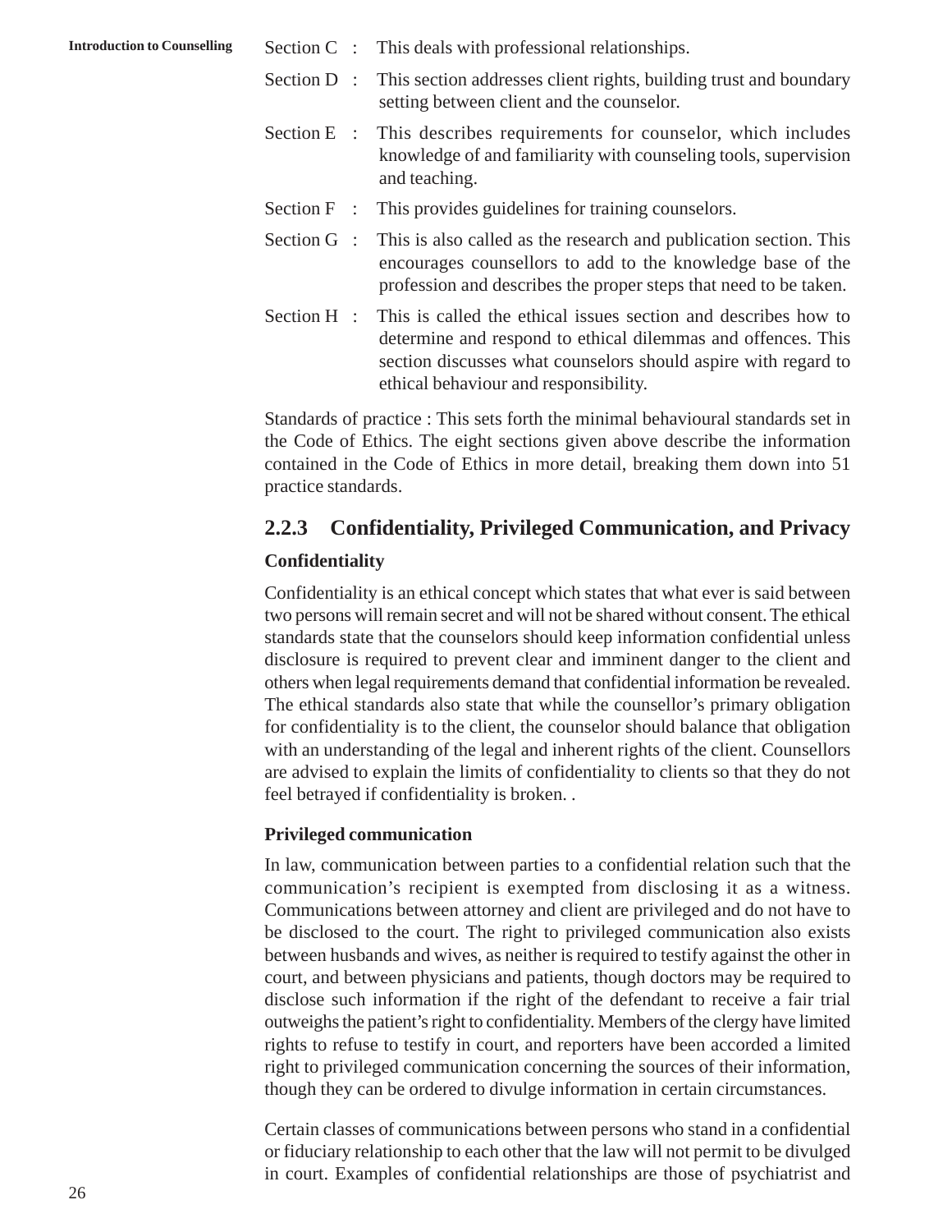Section C : This deals with professional relationships.

Section D : This section addresses client rights, building trust and boundary setting between client and the counselor.

Section E : This describes requirements for counselor, which includes knowledge of and familiarity with counseling tools, supervision and teaching.

Section F : This provides guidelines for training counselors.

Section G : This is also called as the research and publication section. This encourages counsellors to add to the knowledge base of the profession and describes the proper steps that need to be taken.

Section H : This is called the ethical issues section and describes how to determine and respond to ethical dilemmas and offences. This section discusses what counselors should aspire with regard to ethical behaviour and responsibility.

Standards of practice : This sets forth the minimal behavioural standards set in the Code of Ethics. The eight sections given above describe the information contained in the Code of Ethics in more detail, breaking them down into 51 practice standards.

### 2.2.3 Confidentiality, Privileged Communication, and Privacy

**Confidentiality**

Confidentiality is an ethical concept which states that what ever is said between two persons will remain secret and will not be shared without consent. The ethical standards state that the counselors should keep information confidential unless disclosure is required to prevent clear and imminent danger to the client and others when legal requirements demand that confidential information be revealed. The ethical standards also state that while the counsellor's primary obligation for confidentiality is to the client, the counselor should balance that obligation with an understanding of the legal and inherent rights of the client. Counsellors are advised to explain the limits of confidentiality to clients so that they do not feel betrayed if confidentiality is broken. .

**Privileged communication**

In law, communication between parties to a confidential relation such that the communication's recipient is exempted from disclosing it as a witness. Communications between attorney and client are privileged and do not have to be disclosed to the court. The right to privileged communication also exists between husbands and wives, as neither is required to testify against the other in court, and between physicians and patients, though doctors may be required to disclose such information if the right of the defendant to receive a fair trial outweighs the patient's right to confidentiality. Members of the clergy have limited rights to refuse to testify in court, and reporters have been accorded a limited right to privileged communication concerning the sources of their information, though they can be ordered to divulge information in certain circumstances.

Certain classes of communications between persons who stand in a confidential or fiduciary relationship to each other that the law will not permit to be divulged in court. Examples of confidential relationships are those of psychiatrist and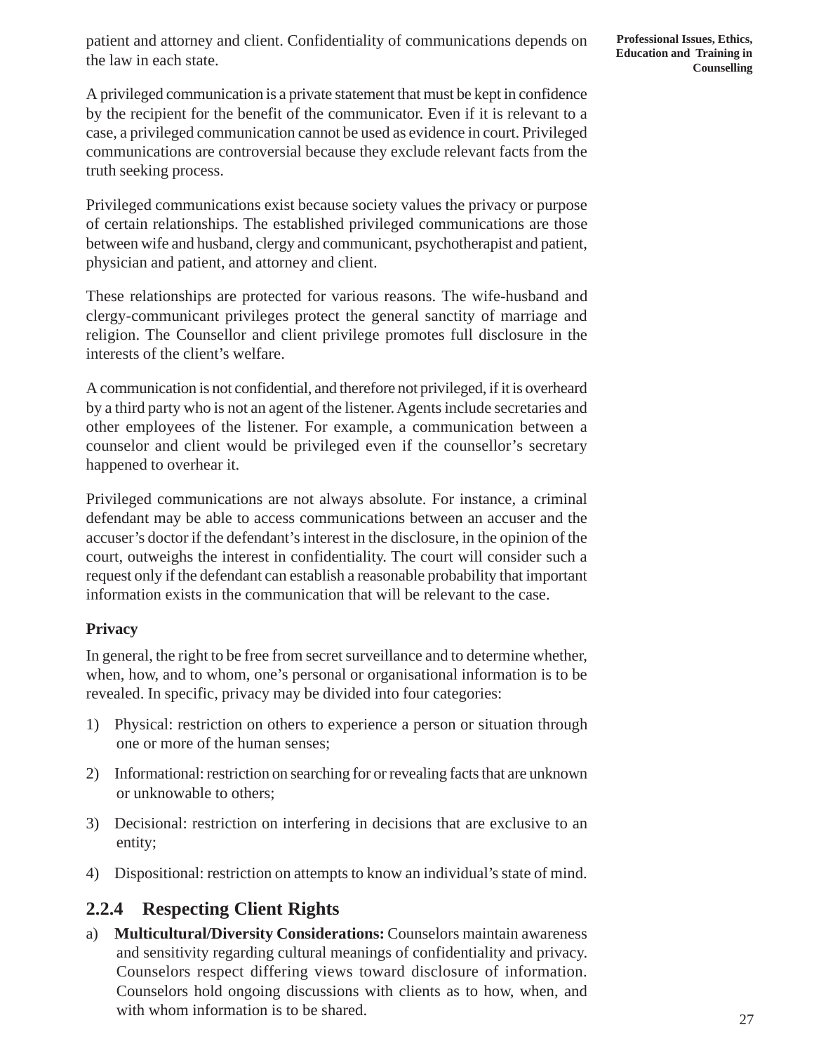patient and attorney and client. Confidentiality of communications depends on the law in each state.

A privileged communication is a private statement that must be kept in confidence by the recipient for the benefit of the communicator. Even if it is relevant to a case, a privileged communication cannot be used as evidence in court. Privileged communications are controversial because they exclude relevant facts from the truth seeking process.

Privileged communications exist because society values the privacy or purpose of certain relationships. The established privileged communications are those between wife and husband, clergy and communicant, psychotherapist and patient, physician and patient, and attorney and client.

These relationships are protected for various reasons. The wife-husband and clergy-communicant privileges protect the general sanctity of marriage and religion. The Counsellor and client privilege promotes full disclosure in the interests of the client's welfare.

A communication is not confidential, and therefore not privileged, if it is overheard by a third party who is not an agent of the listener. Agents include secretaries and other employees of the listener. For example, a communication between a counselor and client would be privileged even if the counsellor's secretary happened to overhear it.

Privileged communications are not always absolute. For instance, a criminal defendant may be able to access communications between an accuser and the accuser's doctor if the defendant's interest in the disclosure, in the opinion of the court, outweighs the interest in confidentiality. The court will consider such a request only if the defendant can establish a reasonable probability that important information exists in the communication that will be relevant to the case.

**Privacy**

In general, the right to be free from secret surveillance and to determine whether, when, how, and to whom, one's personal or organisational information is to be revealed. In specific, privacy may be divided into four categories:

1) Physical: restriction on others to experience a person or situation through one or more of the human senses;
2) Informational: restriction on searching for or revealing facts that are unknown or unknowable to others;
3) Decisional: restriction on interfering in decisions that are exclusive to an entity;
4) Dispositional: restriction on attempts to know an individual's state of mind.

## 2.2.4 Respecting Client Rights

a) **Multicultural/Diversity Considerations:** Counselors maintain awareness and sensitivity regarding cultural meanings of confidentiality and privacy. Counselors respect differing views toward disclosure of information. Counselors hold ongoing discussions with clients as to how, when, and with whom information is to be shared.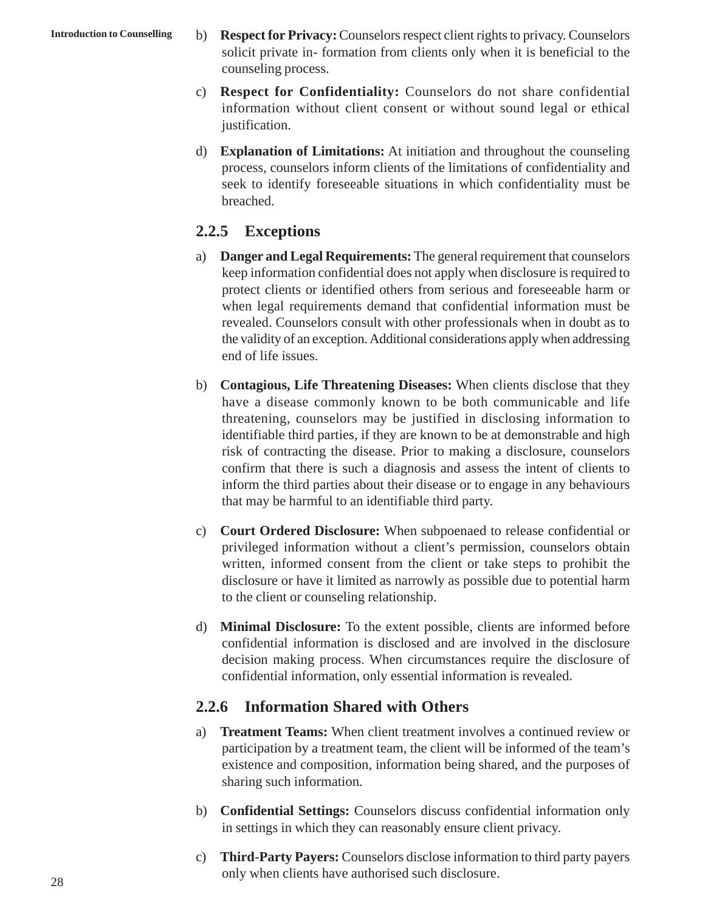b) **Respect for Privacy:** Counselors respect client rights to privacy. Counselors solicit private in- formation from clients only when it is beneficial to the counseling process.

c) **Respect for Confidentiality:** Counselors do not share confidential information without client consent or without sound legal or ethical justification.

d) **Explanation of Limitations:** At initiation and throughout the counseling process, counselors inform clients of the limitations of confidentiality and seek to identify foreseeable situations in which confidentiality must be breached.

### 2.2.5 Exceptions

a) **Danger and Legal Requirements:** The general requirement that counselors keep information confidential does not apply when disclosure is required to protect clients or identified others from serious and foreseeable harm or when legal requirements demand that confidential information must be revealed. Counselors consult with other professionals when in doubt as to the validity of an exception. Additional considerations apply when addressing end of life issues.

b) **Contagious, Life Threatening Diseases:** When clients disclose that they have a disease commonly known to be both communicable and life threatening, counselors may be justified in disclosing information to identifiable third parties, if they are known to be at demonstrable and high risk of contracting the disease. Prior to making a disclosure, counselors confirm that there is such a diagnosis and assess the intent of clients to inform the third parties about their disease or to engage in any behaviours that may be harmful to an identifiable third party.

c) **Court Ordered Disclosure:** When subpoenaed to release confidential or privileged information without a client's permission, counselors obtain written, informed consent from the client or take steps to prohibit the disclosure or have it limited as narrowly as possible due to potential harm to the client or counseling relationship.

d) **Minimal Disclosure:** To the extent possible, clients are informed before confidential information is disclosed and are involved in the disclosure decision making process. When circumstances require the disclosure of confidential information, only essential information is revealed.

### 2.2.6 Information Shared with Others

a) **Treatment Teams:** When client treatment involves a continued review or participation by a treatment team, the client will be informed of the team's existence and composition, information being shared, and the purposes of sharing such information.

b) **Confidential Settings:** Counselors discuss confidential information only in settings in which they can reasonably ensure client privacy.

c) **Third-Party Payers:** Counselors disclose information to third party payers only when clients have authorised such disclosure.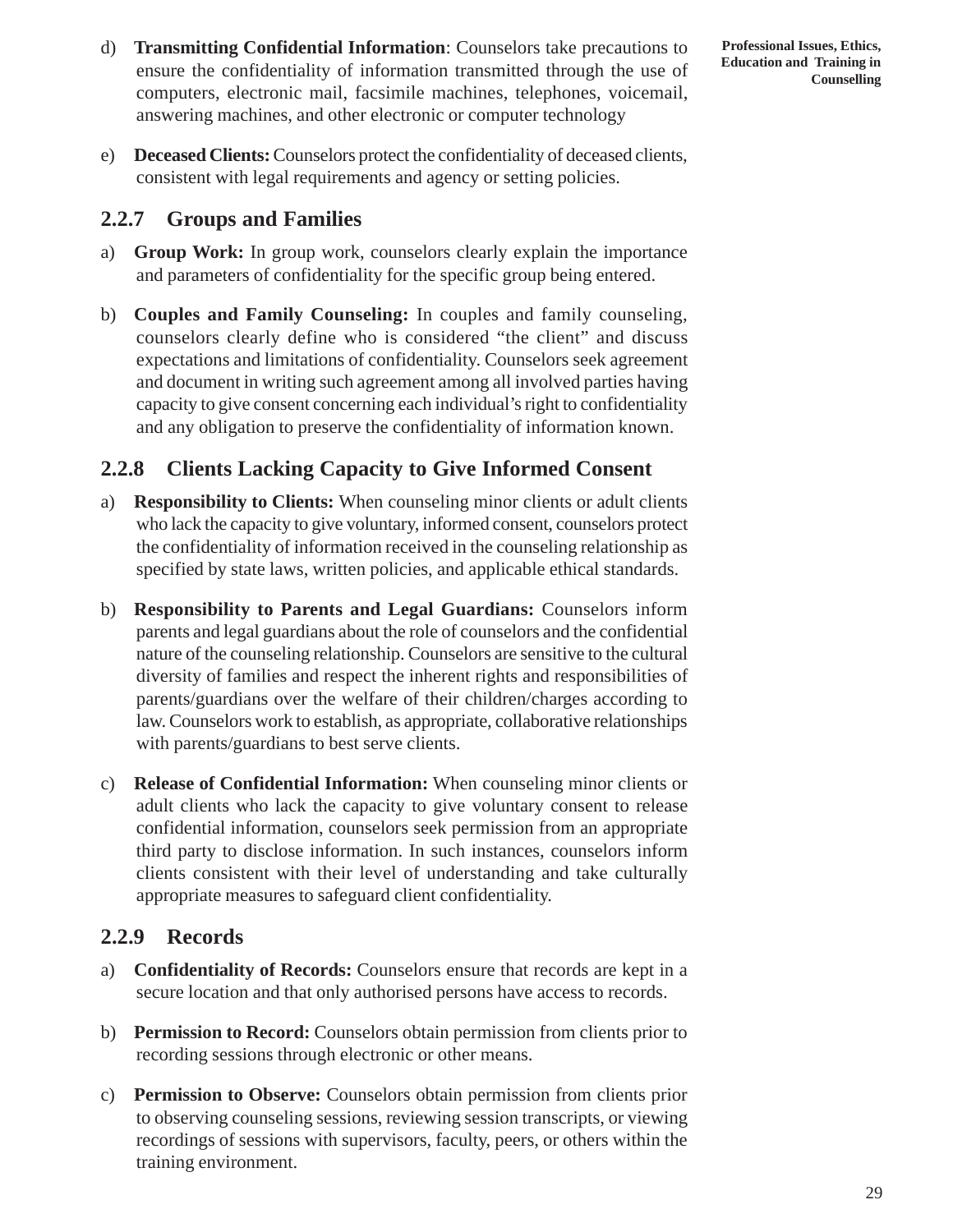d) **Transmitting Confidential Information**: Counselors take precautions to ensure the confidentiality of information transmitted through the use of computers, electronic mail, facsimile machines, telephones, voicemail, answering machines, and other electronic or computer technology

e) **Deceased Clients:** Counselors protect the confidentiality of deceased clients, consistent with legal requirements and agency or setting policies.

## 2.2.7 Groups and Families

a) **Group Work:** In group work, counselors clearly explain the importance and parameters of confidentiality for the specific group being entered.

b) **Couples and Family Counseling:** In couples and family counseling, counselors clearly define who is considered "the client" and discuss expectations and limitations of confidentiality. Counselors seek agreement and document in writing such agreement among all involved parties having capacity to give consent concerning each individual's right to confidentiality and any obligation to preserve the confidentiality of information known.

## 2.2.8 Clients Lacking Capacity to Give Informed Consent

a) **Responsibility to Clients:** When counseling minor clients or adult clients who lack the capacity to give voluntary, informed consent, counselors protect the confidentiality of information received in the counseling relationship as specified by state laws, written policies, and applicable ethical standards.

b) **Responsibility to Parents and Legal Guardians:** Counselors inform parents and legal guardians about the role of counselors and the confidential nature of the counseling relationship. Counselors are sensitive to the cultural diversity of families and respect the inherent rights and responsibilities of parents/guardians over the welfare of their children/charges according to law. Counselors work to establish, as appropriate, collaborative relationships with parents/guardians to best serve clients.

c) **Release of Confidential Information:** When counseling minor clients or adult clients who lack the capacity to give voluntary consent to release confidential information, counselors seek permission from an appropriate third party to disclose information. In such instances, counselors inform clients consistent with their level of understanding and take culturally appropriate measures to safeguard client confidentiality.

## 2.2.9 Records

a) **Confidentiality of Records:** Counselors ensure that records are kept in a secure location and that only authorised persons have access to records.

b) **Permission to Record:** Counselors obtain permission from clients prior to recording sessions through electronic or other means.

c) **Permission to Observe:** Counselors obtain permission from clients prior to observing counseling sessions, reviewing session transcripts, or viewing recordings of sessions with supervisors, faculty, peers, or others within the training environment.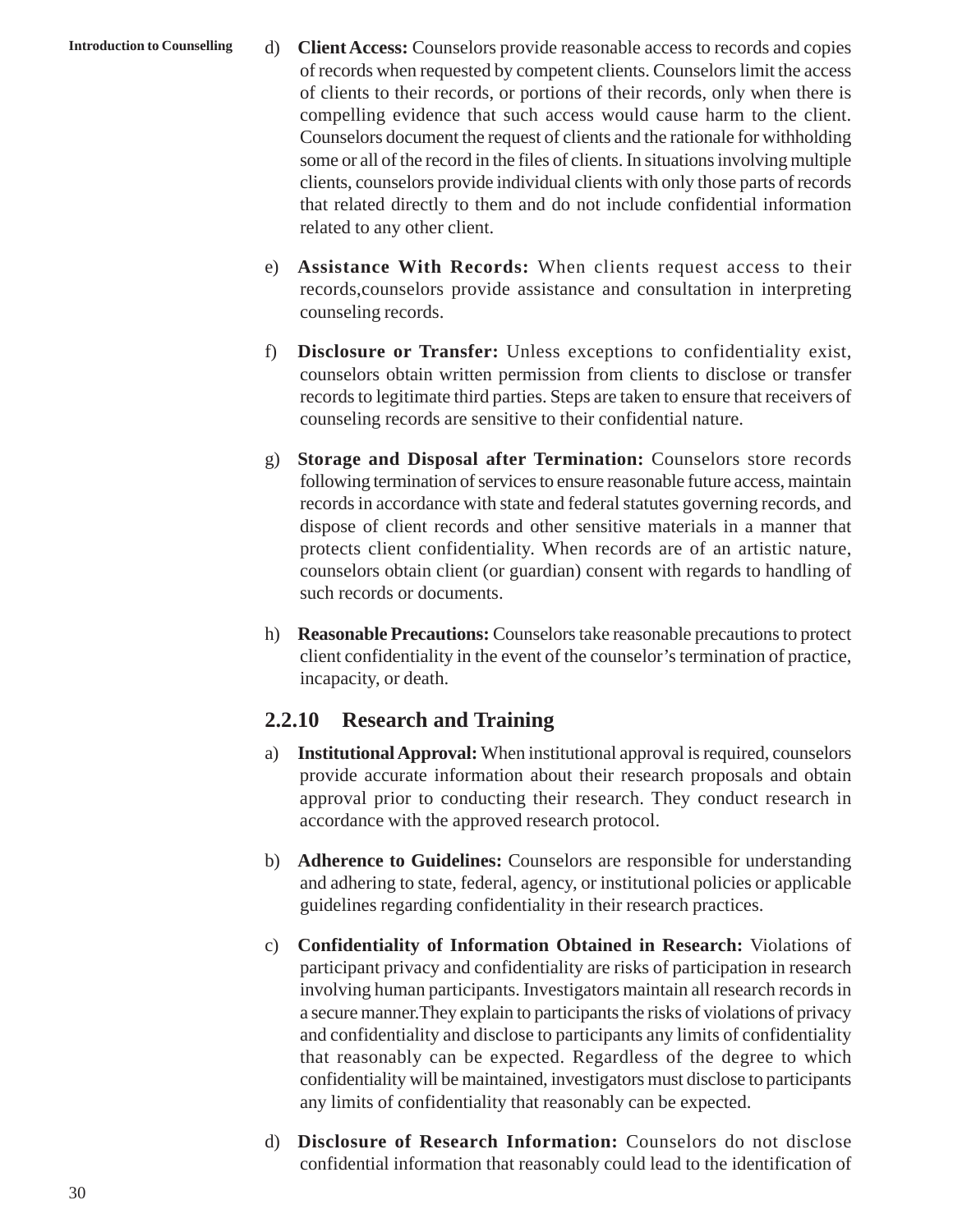d) **Client Access:** Counselors provide reasonable access to records and copies of records when requested by competent clients. Counselors limit the access of clients to their records, or portions of their records, only when there is compelling evidence that such access would cause harm to the client. Counselors document the request of clients and the rationale for withholding some or all of the record in the files of clients. In situations involving multiple clients, counselors provide individual clients with only those parts of records that related directly to them and do not include confidential information related to any other client.

e) **Assistance With Records:** When clients request access to their records,counselors provide assistance and consultation in interpreting counseling records.

f) **Disclosure or Transfer:** Unless exceptions to confidentiality exist, counselors obtain written permission from clients to disclose or transfer records to legitimate third parties. Steps are taken to ensure that receivers of counseling records are sensitive to their confidential nature.

g) **Storage and Disposal after Termination:** Counselors store records following termination of services to ensure reasonable future access, maintain records in accordance with state and federal statutes governing records, and dispose of client records and other sensitive materials in a manner that protects client confidentiality. When records are of an artistic nature, counselors obtain client (or guardian) consent with regards to handling of such records or documents.

h) **Reasonable Precautions:** Counselors take reasonable precautions to protect client confidentiality in the event of the counselor's termination of practice, incapacity, or death.

### 2.2.10 Research and Training

a) **Institutional Approval:** When institutional approval is required, counselors provide accurate information about their research proposals and obtain approval prior to conducting their research. They conduct research in accordance with the approved research protocol.

b) **Adherence to Guidelines:** Counselors are responsible for understanding and adhering to state, federal, agency, or institutional policies or applicable guidelines regarding confidentiality in their research practices.

c) **Confidentiality of Information Obtained in Research:** Violations of participant privacy and confidentiality are risks of participation in research involving human participants. Investigators maintain all research records in a secure manner.They explain to participants the risks of violations of privacy and confidentiality and disclose to participants any limits of confidentiality that reasonably can be expected. Regardless of the degree to which confidentiality will be maintained, investigators must disclose to participants any limits of confidentiality that reasonably can be expected.

d) **Disclosure of Research Information:** Counselors do not disclose confidential information that reasonably could lead to the identification of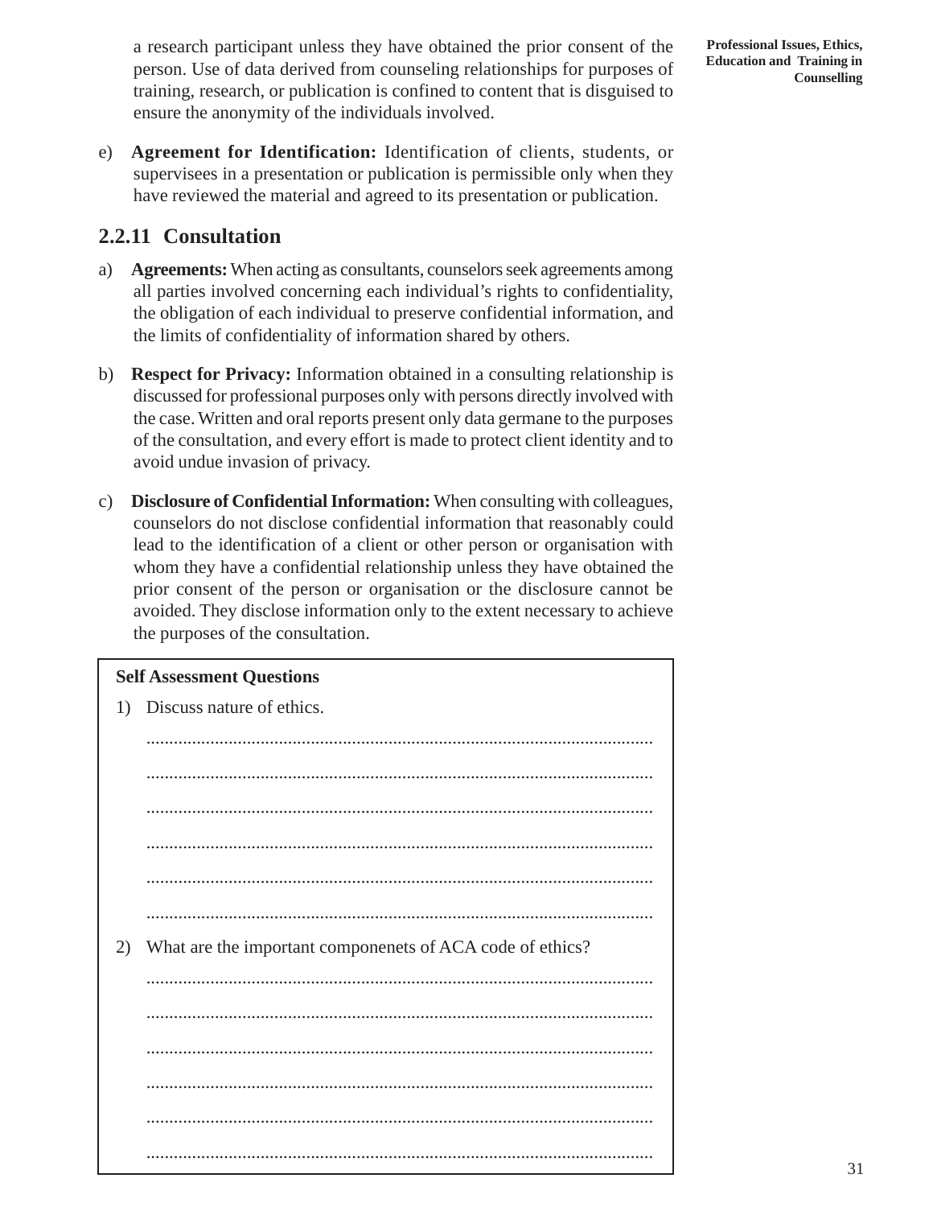a research participant unless they have obtained the prior consent of the person. Use of data derived from counseling relationships for purposes of training, research, or publication is confined to content that is disguised to ensure the anonymity of the individuals involved.

e) **Agreement for Identification:** Identification of clients, students, or supervisees in a presentation or publication is permissible only when they have reviewed the material and agreed to its presentation or publication.

### 2.2.11 Consultation

a) **Agreements:** When acting as consultants, counselors seek agreements among all parties involved concerning each individual's rights to confidentiality, the obligation of each individual to preserve confidential information, and the limits of confidentiality of information shared by others.

b) **Respect for Privacy:** Information obtained in a consulting relationship is discussed for professional purposes only with persons directly involved with the case. Written and oral reports present only data germane to the purposes of the consultation, and every effort is made to protect client identity and to avoid undue invasion of privacy.

c) **Disclosure of Confidential Information:** When consulting with colleagues, counselors do not disclose confidential information that reasonably could lead to the identification of a client or other person or organisation with whom they have a confidential relationship unless they have obtained the prior consent of the person or organisation or the disclosure cannot be avoided. They disclose information only to the extent necessary to achieve the purposes of the consultation.

**Self Assessment Questions**

1) Discuss nature of ethics.

..............................................................................................................

..............................................................................................................

..............................................................................................................

..............................................................................................................

..............................................................................................................

..............................................................................................................

2) What are the important componenets of ACA code of ethics?

..............................................................................................................

..............................................................................................................

..............................................................................................................

..............................................................................................................

..............................................................................................................

..............................................................................................................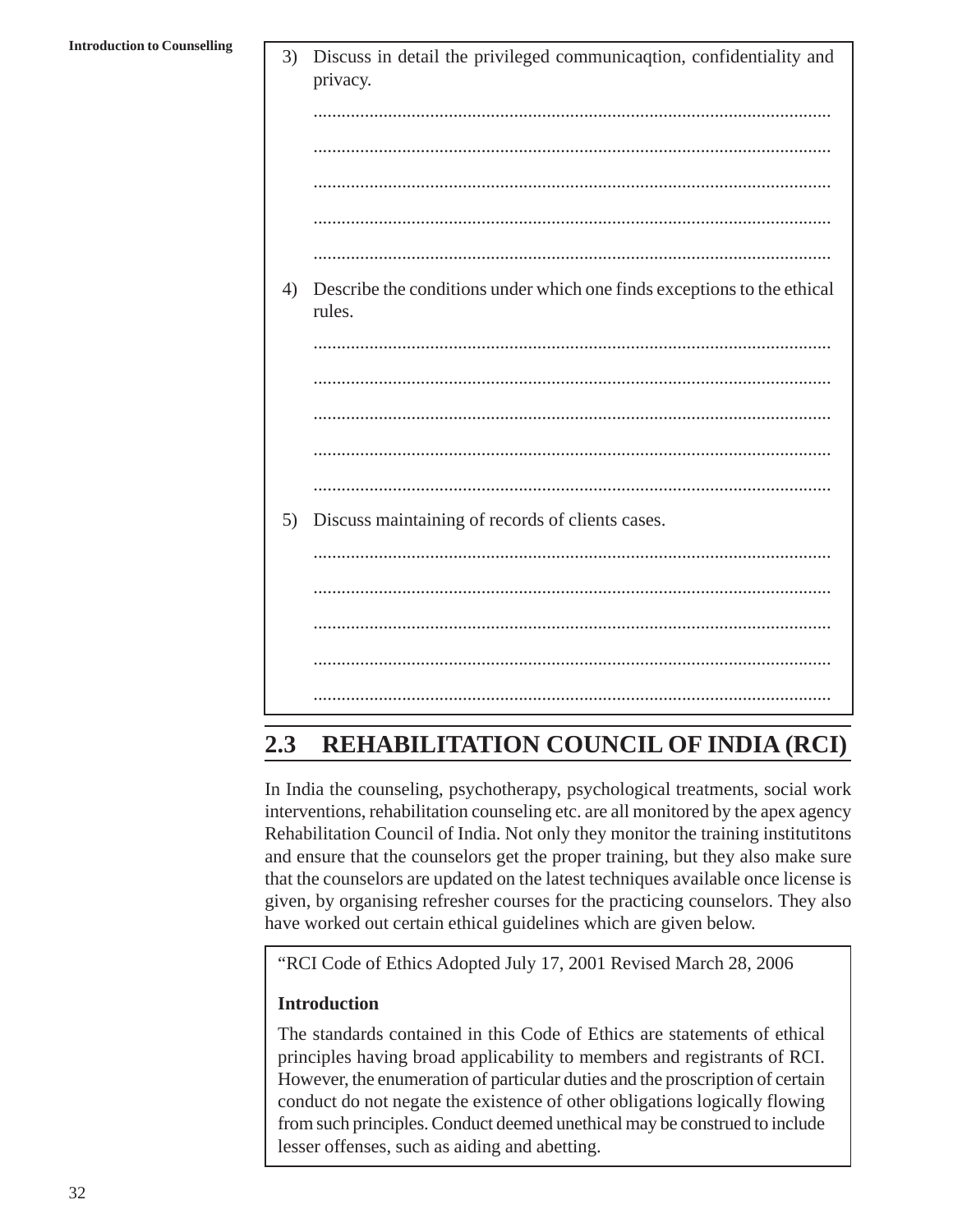3) Discuss in detail the privileged communicaqtion, confidentiality and privacy.

..............................................................................................................

..............................................................................................................

..............................................................................................................

..............................................................................................................

..............................................................................................................

4) Describe the conditions under which one finds exceptions to the ethical rules.

..............................................................................................................

..............................................................................................................

..............................................................................................................

..............................................................................................................

..............................................................................................................

5) Discuss maintaining of records of clients cases.

..............................................................................................................

..............................................................................................................

..............................................................................................................

..............................................................................................................

..............................................................................................................

## 2.3 REHABILITATION COUNCIL OF INDIA (RCI)

In India the counseling, psychotherapy, psychological treatments, social work interventions, rehabilitation counseling etc. are all monitored by the apex agency Rehabilitation Council of India. Not only they monitor the training institutitons and ensure that the counselors get the proper training, but they also make sure that the counselors are updated on the latest techniques available once license is given, by organising refresher courses for the practicing counselors. They also have worked out certain ethical guidelines which are given below.

"RCI Code of Ethics Adopted July 17, 2001 Revised March 28, 2006

**Introduction**

The standards contained in this Code of Ethics are statements of ethical principles having broad applicability to members and registrants of RCI. However, the enumeration of particular duties and the proscription of certain conduct do not negate the existence of other obligations logically flowing from such principles. Conduct deemed unethical may be construed to include lesser offenses, such as aiding and abetting.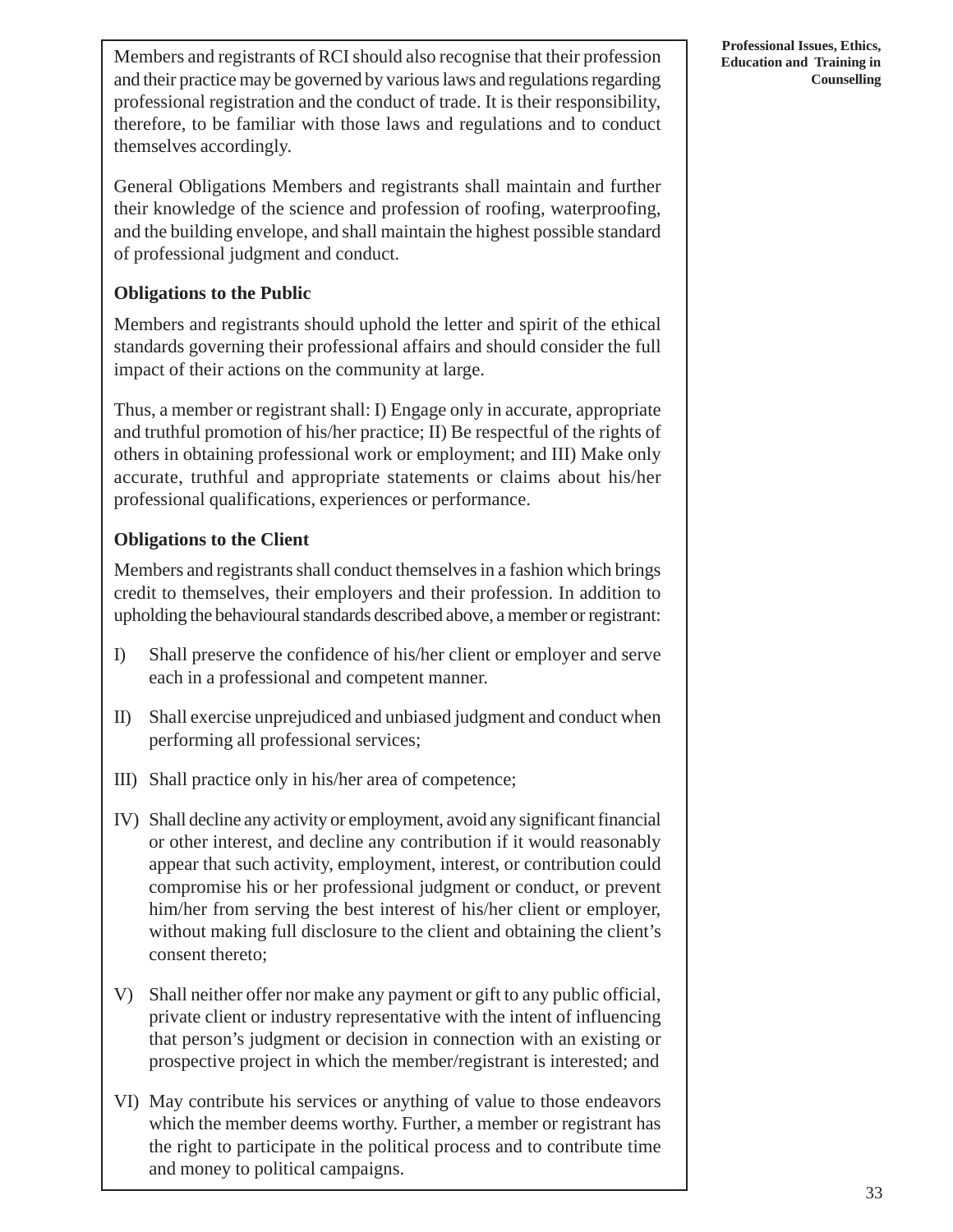Members and registrants of RCI should also recognise that their profession and their practice may be governed by various laws and regulations regarding professional registration and the conduct of trade. It is their responsibility, therefore, to be familiar with those laws and regulations and to conduct themselves accordingly.

General Obligations Members and registrants shall maintain and further their knowledge of the science and profession of roofing, waterproofing, and the building envelope, and shall maintain the highest possible standard of professional judgment and conduct.

**Obligations to the Public**

Members and registrants should uphold the letter and spirit of the ethical standards governing their professional affairs and should consider the full impact of their actions on the community at large.

Thus, a member or registrant shall: I) Engage only in accurate, appropriate and truthful promotion of his/her practice; II) Be respectful of the rights of others in obtaining professional work or employment; and III) Make only accurate, truthful and appropriate statements or claims about his/her professional qualifications, experiences or performance.

**Obligations to the Client**

Members and registrants shall conduct themselves in a fashion which brings credit to themselves, their employers and their profession. In addition to upholding the behavioural standards described above, a member or registrant:

I) Shall preserve the confidence of his/her client or employer and serve each in a professional and competent manner.

II) Shall exercise unprejudiced and unbiased judgment and conduct when performing all professional services;

III) Shall practice only in his/her area of competence;

IV) Shall decline any activity or employment, avoid any significant financial or other interest, and decline any contribution if it would reasonably appear that such activity, employment, interest, or contribution could compromise his or her professional judgment or conduct, or prevent him/her from serving the best interest of his/her client or employer, without making full disclosure to the client and obtaining the client's consent thereto;

V) Shall neither offer nor make any payment or gift to any public official, private client or industry representative with the intent of influencing that person's judgment or decision in connection with an existing or prospective project in which the member/registrant is interested; and

VI) May contribute his services or anything of value to those endeavors which the member deems worthy. Further, a member or registrant has the right to participate in the political process and to contribute time and money to political campaigns.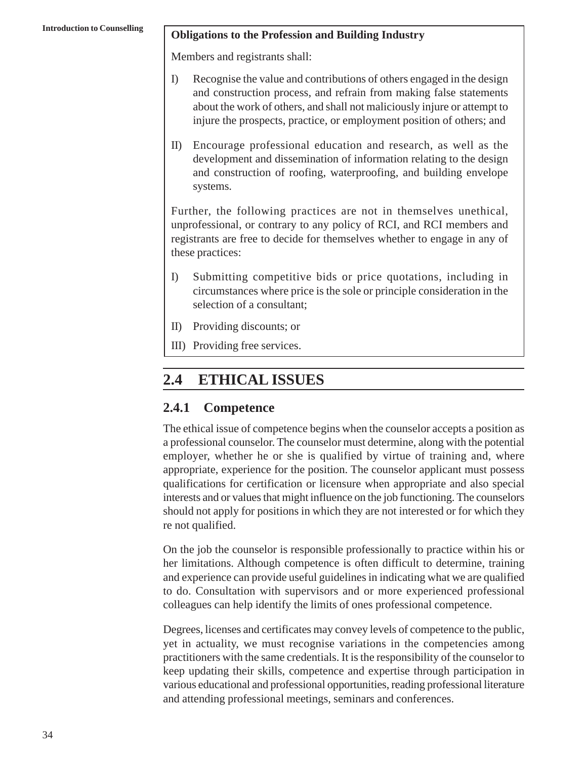**Obligations to the Profession and Building Industry**

Members and registrants shall:

I) Recognise the value and contributions of others engaged in the design and construction process, and refrain from making false statements about the work of others, and shall not maliciously injure or attempt to injure the prospects, practice, or employment position of others; and

II) Encourage professional education and research, as well as the development and dissemination of information relating to the design and construction of roofing, waterproofing, and building envelope systems.

Further, the following practices are not in themselves unethical, unprofessional, or contrary to any policy of RCI, and RCI members and registrants are free to decide for themselves whether to engage in any of these practices:

I) Submitting competitive bids or price quotations, including in circumstances where price is the sole or principle consideration in the selection of a consultant;

II) Providing discounts; or

III) Providing free services.

## 2.4 ETHICAL ISSUES

### 2.4.1 Competence

The ethical issue of competence begins when the counselor accepts a position as a professional counselor. The counselor must determine, along with the potential employer, whether he or she is qualified by virtue of training and, where appropriate, experience for the position. The counselor applicant must possess qualifications for certification or licensure when appropriate and also special interests and or values that might influence on the job functioning. The counselors should not apply for positions in which they are not interested or for which they re not qualified.

On the job the counselor is responsible professionally to practice within his or her limitations. Although competence is often difficult to determine, training and experience can provide useful guidelines in indicating what we are qualified to do. Consultation with supervisors and or more experienced professional colleagues can help identify the limits of ones professional competence.

Degrees, licenses and certificates may convey levels of competence to the public, yet in actuality, we must recognise variations in the competencies among practitioners with the same credentials. It is the responsibility of the counselor to keep updating their skills, competence and expertise through participation in various educational and professional opportunities, reading professional literature and attending professional meetings, seminars and conferences.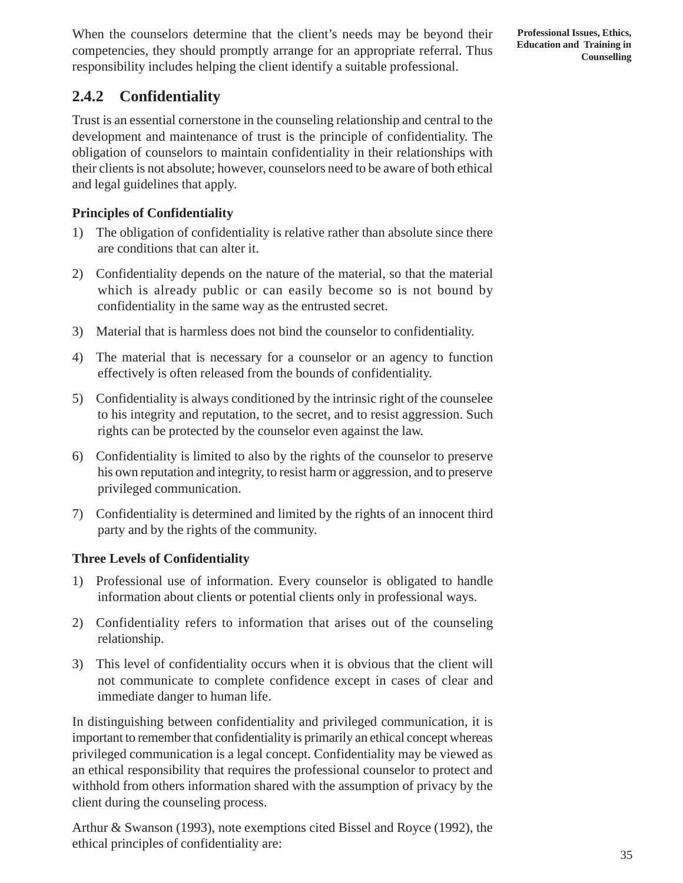When the counselors determine that the client's needs may be beyond their competencies, they should promptly arrange for an appropriate referral. Thus responsibility includes helping the client identify a suitable professional.

## 2.4.2 Confidentiality

Trust is an essential cornerstone in the counseling relationship and central to the development and maintenance of trust is the principle of confidentiality. The obligation of counselors to maintain confidentiality in their relationships with their clients is not absolute; however, counselors need to be aware of both ethical and legal guidelines that apply.

**Principles of Confidentiality**

1) The obligation of confidentiality is relative rather than absolute since there are conditions that can alter it.

2) Confidentiality depends on the nature of the material, so that the material which is already public or can easily become so is not bound by confidentiality in the same way as the entrusted secret.

3) Material that is harmless does not bind the counselor to confidentiality.

4) The material that is necessary for a counselor or an agency to function effectively is often released from the bounds of confidentiality.

5) Confidentiality is always conditioned by the intrinsic right of the counselee to his integrity and reputation, to the secret, and to resist aggression. Such rights can be protected by the counselor even against the law.

6) Confidentiality is limited to also by the rights of the counselor to preserve his own reputation and integrity, to resist harm or aggression, and to preserve privileged communication.

7) Confidentiality is determined and limited by the rights of an innocent third party and by the rights of the community.

**Three Levels of Confidentiality**

1) Professional use of information. Every counselor is obligated to handle information about clients or potential clients only in professional ways.

2) Confidentiality refers to information that arises out of the counseling relationship.

3) This level of confidentiality occurs when it is obvious that the client will not communicate to complete confidence except in cases of clear and immediate danger to human life.

In distinguishing between confidentiality and privileged communication, it is important to remember that confidentiality is primarily an ethical concept whereas privileged communication is a legal concept. Confidentiality may be viewed as an ethical responsibility that requires the professional counselor to protect and withhold from others information shared with the assumption of privacy by the client during the counseling process.

Arthur & Swanson (1993), note exemptions cited Bissel and Royce (1992), the ethical principles of confidentiality are: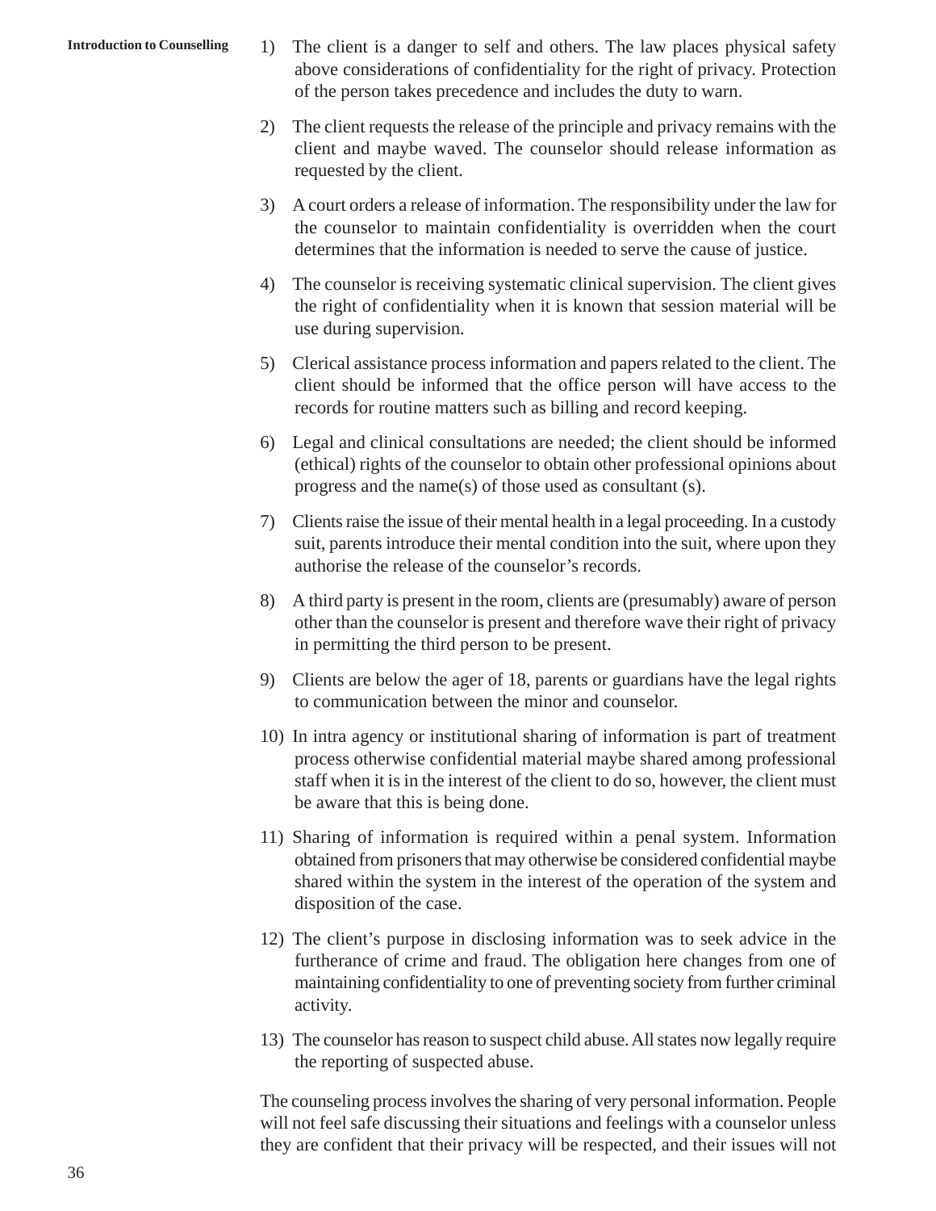1) The client is a danger to self and others. The law places physical safety above considerations of confidentiality for the right of privacy. Protection of the person takes precedence and includes the duty to warn.

2) The client requests the release of the principle and privacy remains with the client and maybe waved. The counselor should release information as requested by the client.

3) A court orders a release of information. The responsibility under the law for the counselor to maintain confidentiality is overridden when the court determines that the information is needed to serve the cause of justice.

4) The counselor is receiving systematic clinical supervision. The client gives the right of confidentiality when it is known that session material will be use during supervision.

5) Clerical assistance process information and papers related to the client. The client should be informed that the office person will have access to the records for routine matters such as billing and record keeping.

6) Legal and clinical consultations are needed; the client should be informed (ethical) rights of the counselor to obtain other professional opinions about progress and the name(s) of those used as consultant (s).

7) Clients raise the issue of their mental health in a legal proceeding. In a custody suit, parents introduce their mental condition into the suit, where upon they authorise the release of the counselor's records.

8) A third party is present in the room, clients are (presumably) aware of person other than the counselor is present and therefore wave their right of privacy in permitting the third person to be present.

9) Clients are below the ager of 18, parents or guardians have the legal rights to communication between the minor and counselor.

10) In intra agency or institutional sharing of information is part of treatment process otherwise confidential material maybe shared among professional staff when it is in the interest of the client to do so, however, the client must be aware that this is being done.

11) Sharing of information is required within a penal system. Information obtained from prisoners that may otherwise be considered confidential maybe shared within the system in the interest of the operation of the system and disposition of the case.

12) The client's purpose in disclosing information was to seek advice in the furtherance of crime and fraud. The obligation here changes from one of maintaining confidentiality to one of preventing society from further criminal activity.

13) The counselor has reason to suspect child abuse. All states now legally require the reporting of suspected abuse.

The counseling process involves the sharing of very personal information. People will not feel safe discussing their situations and feelings with a counselor unless they are confident that their privacy will be respected, and their issues will not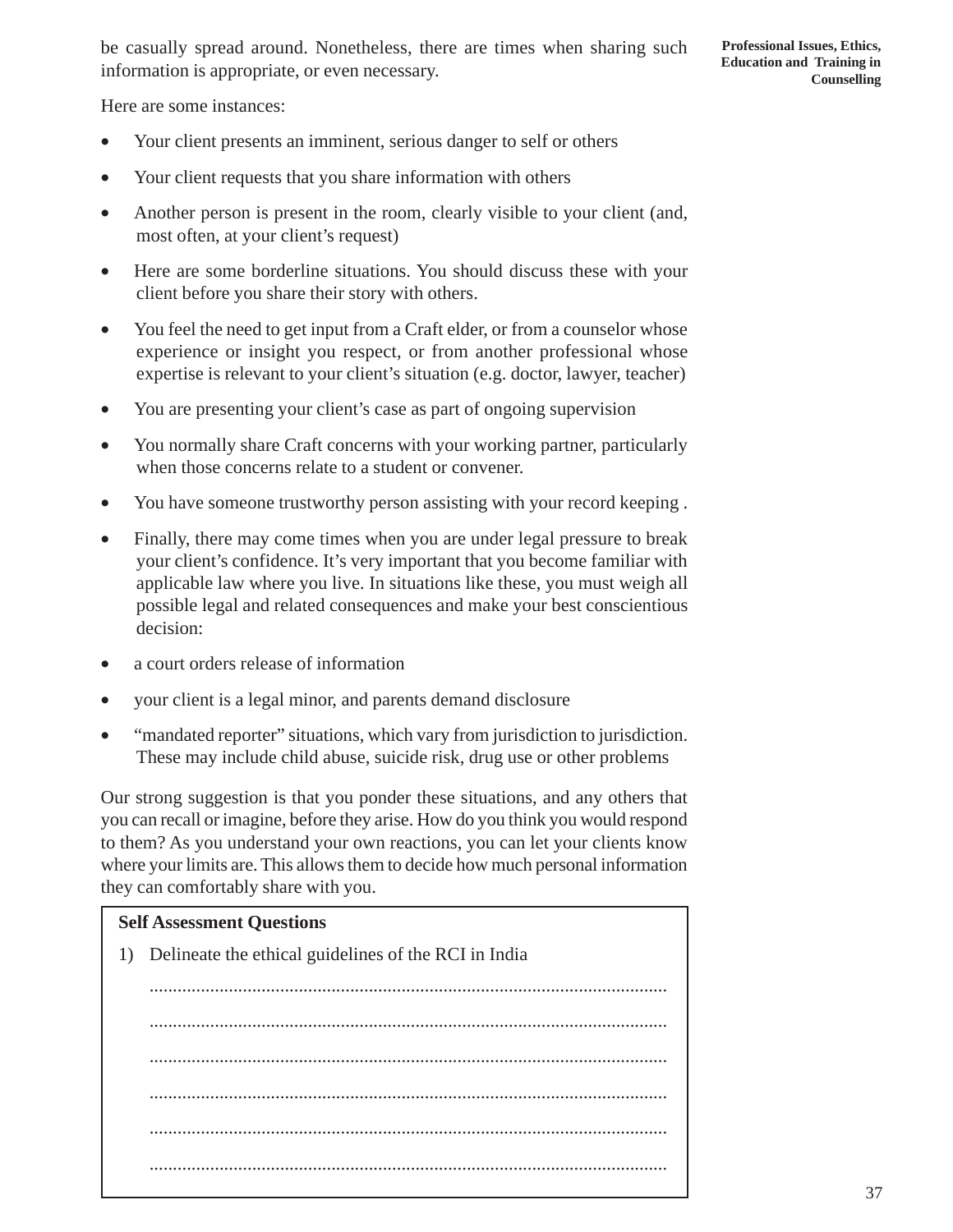be casually spread around. Nonetheless, there are times when sharing such information is appropriate, or even necessary.

Here are some instances:

- Your client presents an imminent, serious danger to self or others
- Your client requests that you share information with others
- Another person is present in the room, clearly visible to your client (and, most often, at your client's request)
- Here are some borderline situations. You should discuss these with your client before you share their story with others.
- You feel the need to get input from a Craft elder, or from a counselor whose experience or insight you respect, or from another professional whose expertise is relevant to your client's situation (e.g. doctor, lawyer, teacher)
- You are presenting your client's case as part of ongoing supervision
- You normally share Craft concerns with your working partner, particularly when those concerns relate to a student or convener.
- You have someone trustworthy person assisting with your record keeping .
- Finally, there may come times when you are under legal pressure to break your client's confidence. It's very important that you become familiar with applicable law where you live. In situations like these, you must weigh all possible legal and related consequences and make your best conscientious decision:
- a court orders release of information
- your client is a legal minor, and parents demand disclosure
- "mandated reporter" situations, which vary from jurisdiction to jurisdiction. These may include child abuse, suicide risk, drug use or other problems

Our strong suggestion is that you ponder these situations, and any others that you can recall or imagine, before they arise. How do you think you would respond to them? As you understand your own reactions, you can let your clients know where your limits are. This allows them to decide how much personal information they can comfortably share with you.

**Self Assessment Questions**

1) Delineate the ethical guidelines of the RCI in India

..............................................................................................................

..............................................................................................................

..............................................................................................................

..............................................................................................................

..............................................................................................................

..............................................................................................................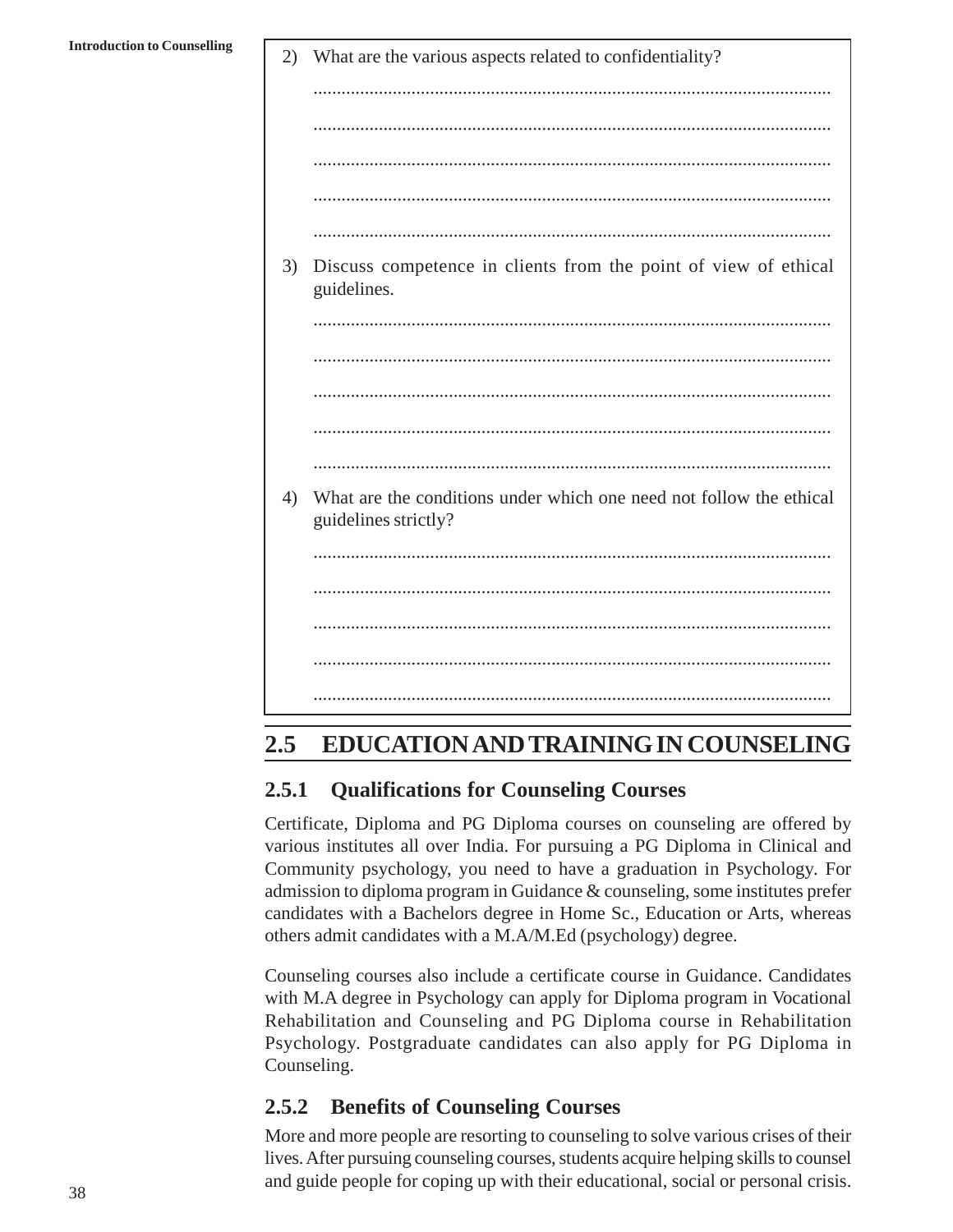2) What are the various aspects related to confidentiality?

..............................................................................................................

..............................................................................................................

..............................................................................................................

..............................................................................................................

..............................................................................................................

3) Discuss competence in clients from the point of view of ethical guidelines.

..............................................................................................................

..............................................................................................................

..............................................................................................................

..............................................................................................................

..............................................................................................................

4) What are the conditions under which one need not follow the ethical guidelines strictly?

..............................................................................................................

..............................................................................................................

..............................................................................................................

..............................................................................................................

..............................................................................................................

## 2.5 EDUCATION AND TRAINING IN COUNSELING

### 2.5.1 Qualifications for Counseling Courses

Certificate, Diploma and PG Diploma courses on counseling are offered by various institutes all over India. For pursuing a PG Diploma in Clinical and Community psychology, you need to have a graduation in Psychology. For admission to diploma program in Guidance & counseling, some institutes prefer candidates with a Bachelors degree in Home Sc., Education or Arts, whereas others admit candidates with a M.A/M.Ed (psychology) degree.

Counseling courses also include a certificate course in Guidance. Candidates with M.A degree in Psychology can apply for Diploma program in Vocational Rehabilitation and Counseling and PG Diploma course in Rehabilitation Psychology. Postgraduate candidates can also apply for PG Diploma in Counseling.

### 2.5.2 Benefits of Counseling Courses

More and more people are resorting to counseling to solve various crises of their lives. After pursuing counseling courses, students acquire helping skills to counsel and guide people for coping up with their educational, social or personal crisis.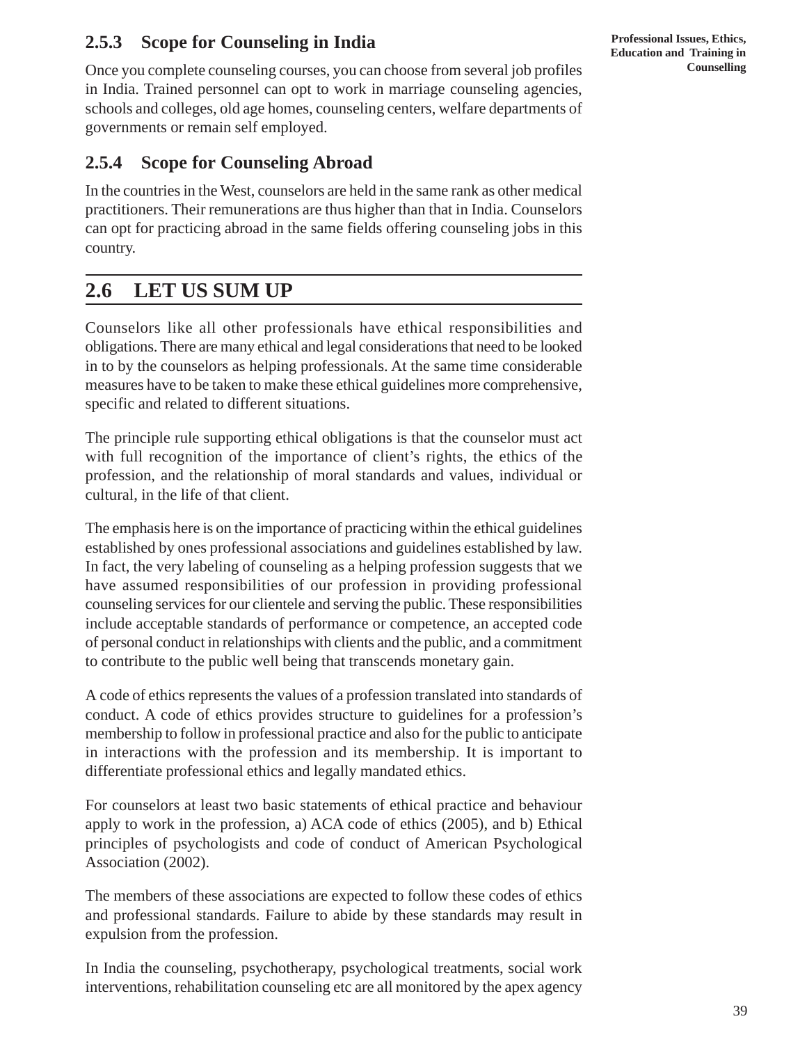### 2.5.3 Scope for Counseling in India

Once you complete counseling courses, you can choose from several job profiles in India. Trained personnel can opt to work in marriage counseling agencies, schools and colleges, old age homes, counseling centers, welfare departments of governments or remain self employed.

### 2.5.4 Scope for Counseling Abroad

In the countries in the West, counselors are held in the same rank as other medical practitioners. Their remunerations are thus higher than that in India. Counselors can opt for practicing abroad in the same fields offering counseling jobs in this country.

## 2.6 LET US SUM UP

Counselors like all other professionals have ethical responsibilities and obligations. There are many ethical and legal considerations that need to be looked in to by the counselors as helping professionals. At the same time considerable measures have to be taken to make these ethical guidelines more comprehensive, specific and related to different situations.

The principle rule supporting ethical obligations is that the counselor must act with full recognition of the importance of client's rights, the ethics of the profession, and the relationship of moral standards and values, individual or cultural, in the life of that client.

The emphasis here is on the importance of practicing within the ethical guidelines established by ones professional associations and guidelines established by law. In fact, the very labeling of counseling as a helping profession suggests that we have assumed responsibilities of our profession in providing professional counseling services for our clientele and serving the public. These responsibilities include acceptable standards of performance or competence, an accepted code of personal conduct in relationships with clients and the public, and a commitment to contribute to the public well being that transcends monetary gain.

A code of ethics represents the values of a profession translated into standards of conduct. A code of ethics provides structure to guidelines for a profession's membership to follow in professional practice and also for the public to anticipate in interactions with the profession and its membership. It is important to differentiate professional ethics and legally mandated ethics.

For counselors at least two basic statements of ethical practice and behaviour apply to work in the profession, a) ACA code of ethics (2005), and b) Ethical principles of psychologists and code of conduct of American Psychological Association (2002).

The members of these associations are expected to follow these codes of ethics and professional standards. Failure to abide by these standards may result in expulsion from the profession.

In India the counseling, psychotherapy, psychological treatments, social work interventions, rehabilitation counseling etc are all monitored by the apex agency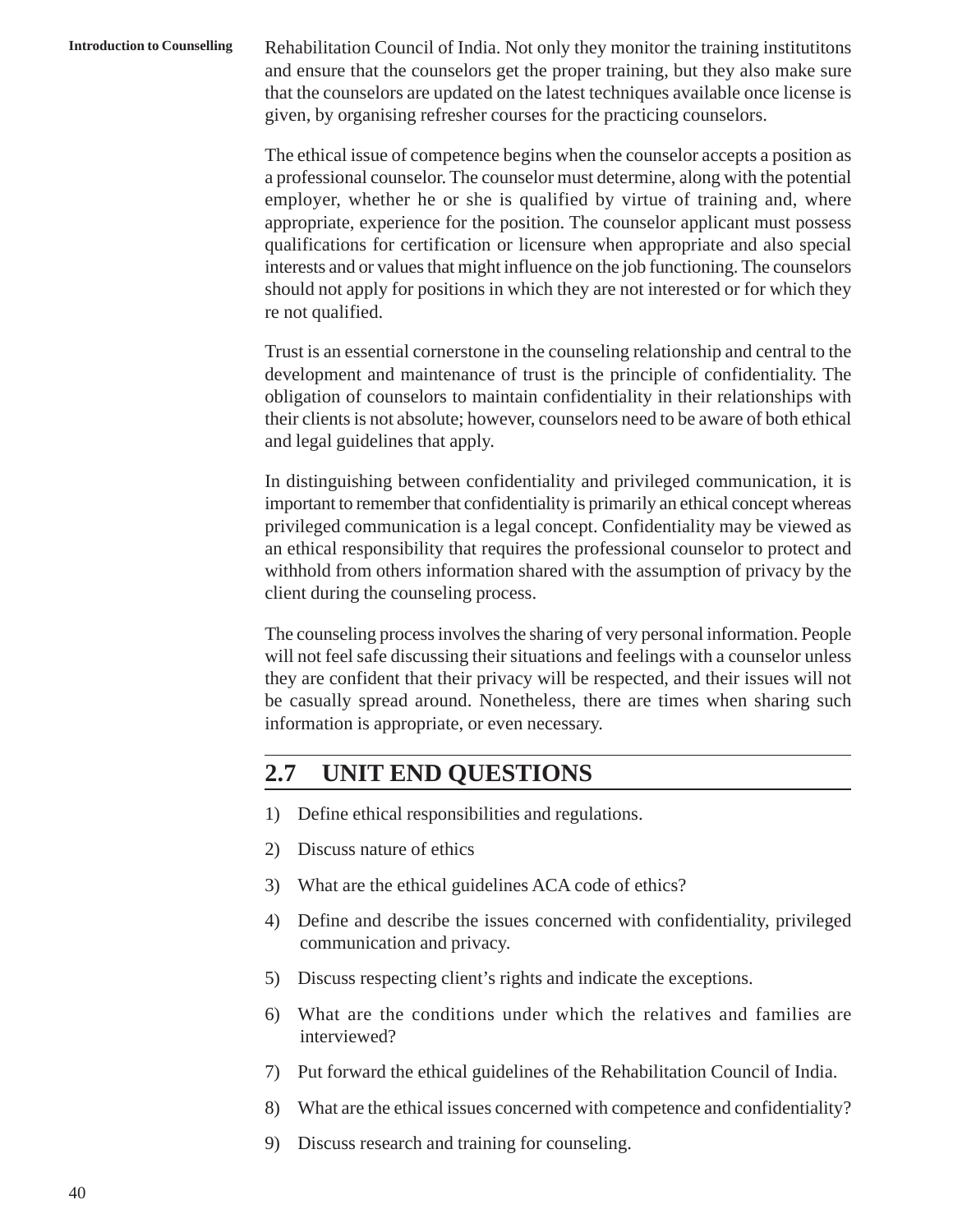Rehabilitation Council of India. Not only they monitor the training institutitons and ensure that the counselors get the proper training, but they also make sure that the counselors are updated on the latest techniques available once license is given, by organising refresher courses for the practicing counselors.

The ethical issue of competence begins when the counselor accepts a position as a professional counselor. The counselor must determine, along with the potential employer, whether he or she is qualified by virtue of training and, where appropriate, experience for the position. The counselor applicant must possess qualifications for certification or licensure when appropriate and also special interests and or values that might influence on the job functioning. The counselors should not apply for positions in which they are not interested or for which they re not qualified.

Trust is an essential cornerstone in the counseling relationship and central to the development and maintenance of trust is the principle of confidentiality. The obligation of counselors to maintain confidentiality in their relationships with their clients is not absolute; however, counselors need to be aware of both ethical and legal guidelines that apply.

In distinguishing between confidentiality and privileged communication, it is important to remember that confidentiality is primarily an ethical concept whereas privileged communication is a legal concept. Confidentiality may be viewed as an ethical responsibility that requires the professional counselor to protect and withhold from others information shared with the assumption of privacy by the client during the counseling process.

The counseling process involves the sharing of very personal information. People will not feel safe discussing their situations and feelings with a counselor unless they are confident that their privacy will be respected, and their issues will not be casually spread around. Nonetheless, there are times when sharing such information is appropriate, or even necessary.

## 2.7 UNIT END QUESTIONS

1) Define ethical responsibilities and regulations.
2) Discuss nature of ethics
3) What are the ethical guidelines ACA code of ethics?
4) Define and describe the issues concerned with confidentiality, privileged communication and privacy.
5) Discuss respecting client's rights and indicate the exceptions.
6) What are the conditions under which the relatives and families are interviewed?
7) Put forward the ethical guidelines of the Rehabilitation Council of India.
8) What are the ethical issues concerned with competence and confidentiality?
9) Discuss research and training for counseling.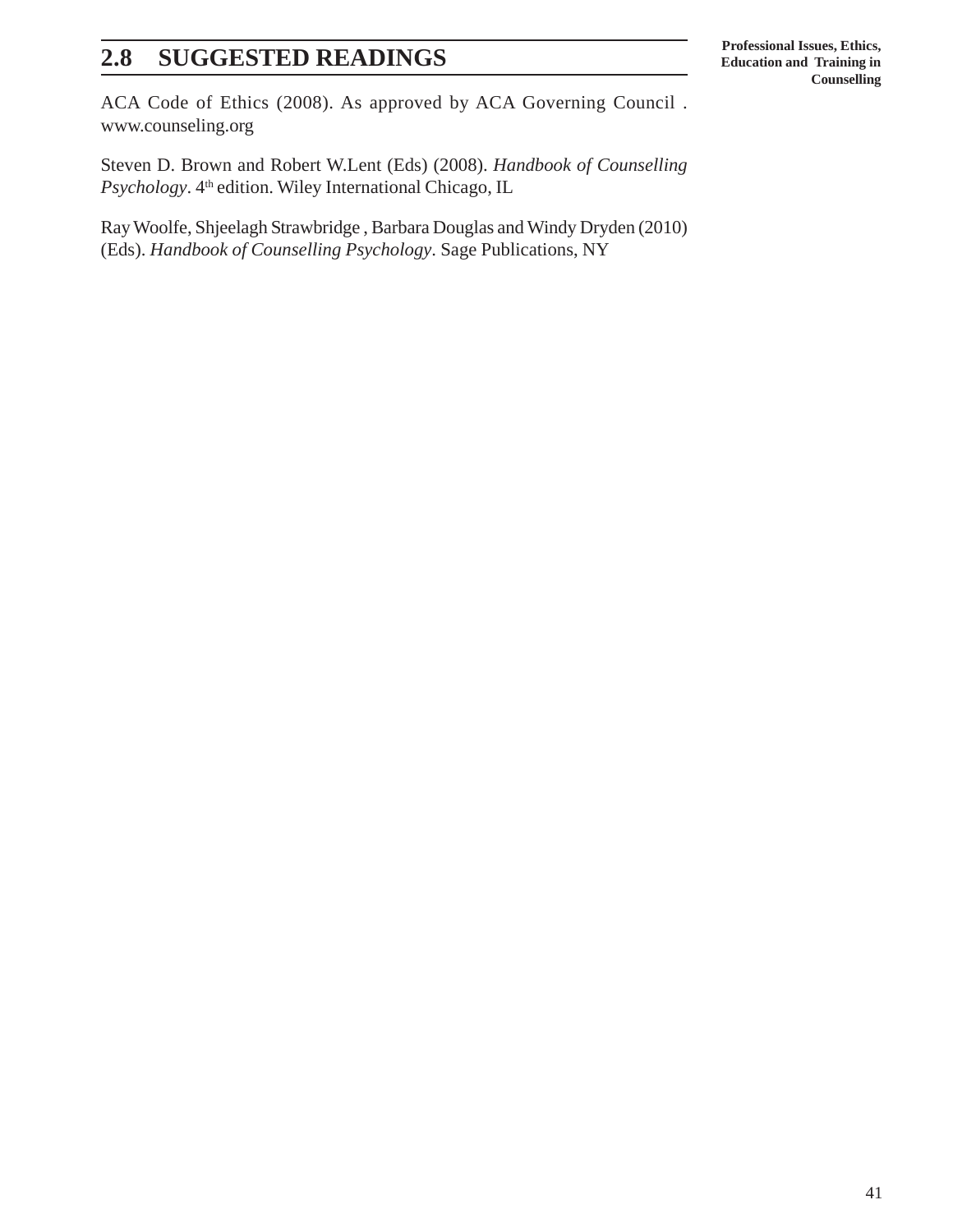## 2.8 SUGGESTED READINGS

ACA Code of Ethics (2008). As approved by ACA Governing Council . www.counseling.org

Steven D. Brown and Robert W.Lent (Eds) (2008). *Handbook of Counselling Psychology*. 4th edition. Wiley International Chicago, IL

Ray Woolfe, Shjeelagh Strawbridge , Barbara Douglas and Windy Dryden (2010) (Eds). *Handbook of Counselling Psychology*. Sage Publications, NY